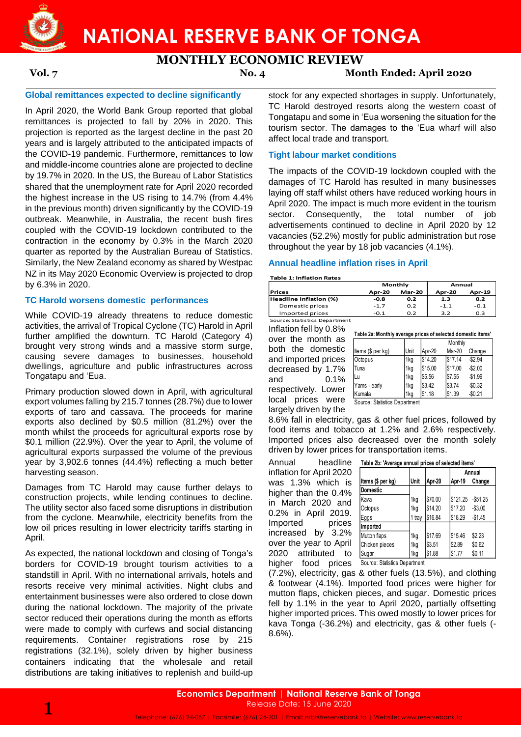# NATIONAL RESERVE BANK OF TONGA

## MONTHLY ECONOMIC REVIEW

**Vol. 7** **No. 4** **Month Ended: April 2020**

### Global remittances expected to decline significantly

In April 2020, the World Bank Group reported that global remittances is projected to fall by 20% in 2020. This projection is reported as the largest decline in the past 20 years and is largely attributed to the anticipated impacts of the COVID-19 pandemic. Furthermore, remittances to low and middle-income countries alone are projected to decline by 19.7% in 2020. In the US, the Bureau of Labor Statistics shared that the unemployment rate for April 2020 recorded the highest increase in the US rising to 14.7% (from 4.4% in the previous month) driven significantly by the COVID-19 outbreak. Meanwhile, in Australia, the recent bush fires coupled with the COVID-19 lockdown contributed to the contraction in the economy by 0.3% in the March 2020 quarter as reported by the Australian Bureau of Statistics. Similarly, the New Zealand economy as shared by Westpac NZ in its May 2020 Economic Overview is projected to drop by 6.3% in 2020.

### TC Harold worsens domestic performances

While COVID-19 already threatens to reduce domestic activities, the arrival of Tropical Cyclone (TC) Harold in April further amplified the downturn. TC Harold (Category 4) brought very strong winds and a massive storm surge, causing severe damages to businesses, household dwellings, agriculture and public infrastructures across Tongatapu and 'Eua.

Primary production slowed down in April, with agricultural export volumes falling by 215.7 tonnes (28.7%) due to lower exports of taro and cassava. The proceeds for marine exports also declined by $0.5 million (81.2%) over the month whilst the proceeds for agricultural exports rose by $0.1 million (22.9%). Over the year to April, the volume of agricultural exports surpassed the volume of the previous year by 3,902.6 tonnes (44.4%) reflecting a much better harvesting season.

Damages from TC Harold may cause further delays to construction projects, while lending continues to decline. The utility sector also faced some disruptions in distribution from the cyclone. Meanwhile, electricity benefits from the low oil prices resulting in lower electricity tariffs starting in April.

As expected, the national lockdown and closing of Tonga's borders for COVID-19 brought tourism activities to a standstill in April. With no international arrivals, hotels and resorts receive very minimal activities. Night clubs and entertainment businesses were also ordered to close down during the national lockdown. The majority of the private sector reduced their operations during the month as efforts were made to comply with curfews and social distancing requirements. Container registrations rose by 215 registrations (32.1%), solely driven by higher business containers indicating that the wholesale and retail distributions are taking initiatives to replenish and build-up stock for any expected shortages in supply. Unfortunately, TC Harold destroyed resorts along the western coast of Tongatapu and some in 'Eua worsening the situation for the tourism sector. The damages to the 'Eua wharf will also affect local trade and transport.

### Tight labour market conditions

The impacts of the COVID-19 lockdown coupled with the damages of TC Harold has resulted in many businesses laying off staff whilst others have reduced working hours in April 2020. The impact is much more evident in the tourism sector. Consequently, the total number of job advertisements continued to decline in April 2020 by 12 vacancies (52.2%) mostly for public administration but rose throughout the year by 18 job vacancies (4.1%).

### Annual headline inflation rises in April

**Table 1: Inflation Rates**

| Prices | Monthly | | Annual | |
|---|---|---|---|---|
| | Apr-20 | Mar-20 | Apr-20 | Apr-19 |
| **Headline Inflation (%)** | **-0.8** | **0.2** | **1.3** | **0.2** |
| Domestic prices | -1.7 | 0.2 | -1.1 | -0.1 |
| Imported prices | -0.1 | 0.2 | 3.2 | 0.3 |

Source: Statistics Department

Inflation fell by 0.8% over the month as both the domestic and imported prices decreased by 1.7% and 0.1% respectively. Lower local prices were largely driven by the 8.6% fall in electricity, gas & other fuel prices, followed by food items and tobacco at 1.2% and 2.6% respectively. Imported prices also decreased over the month solely driven by lower prices for transportation items.

**Table 2a: Monthly average prices of selected domestic items'**

| Items ($ per kg) | Unit | Apr-20 | Mar-20 | Change |
|---|---|---|---|---|
| | | Monthly | | |
| Octopus | 1kg | $14.20 | $17.14 | -$2.94 |
| Tuna | 1kg | $15.00 | $17.00 | -$2.00 |
| Lu | 1kg | $5.56 | $7.55 | -$1.99 |
| Yams - early | 1kg | $3.42 | $3.74 | -$0.32 |
| Kumala | 1kg | $1.18 | $1.39 | -$0.21 |

Source: Statistics Department

Annual headline inflation for April 2020 was 1.3% which is higher than the 0.4% in March 2020 and 0.2% in April 2019. Imported prices increased by 3.2% over the year to April 2020 attributed to higher food prices (7.2%), electricity, gas & other fuels (13.5%), and clothing & footwear (4.1%). Imported food prices were higher for mutton flaps, chicken pieces, and sugar. Domestic prices fell by 1.1% in the year to April 2020, partially offsetting higher imported prices. This owed mostly to lower prices for kava Tonga (-36.2%) and electricity, gas & other fuels (-8.6%).

**Table 2b: 'Average annual prices of selected items'**

| Items ($ per kg) | Unit | Apr-20 | Apr-19 | Change |
|---|---|---|---|---|
| | | | Annual | |
| **Domestic** | | | | |
| Kava | 1kg | $70.00 | $121.25 | -$51.25 |
| Octopus | 1kg | $14.20 | $17.20 | -$3.00 |
| Eggs | 1 tray | $16.84 | $18.29 | -$1.45 |
| **Imported** | | | | |
| Mutton flaps | 1kg | $17.69 | $15.46 | $2.23 |
| Chicken pieces | 1kg | $3.51 | $2.89 | $0.62 |
| Sugar | 1kg | $1.88 | $1.77 | $0.11 |

Source: Statistics Department

**Economics Department | National Reserve Bank of Tonga**
Release Date: 15 June 2020
Telephone: (676) 24-057 | Facsimile: (676) 24-201 | Email: nrbt@reservebank.to | Website: www.reservebank.to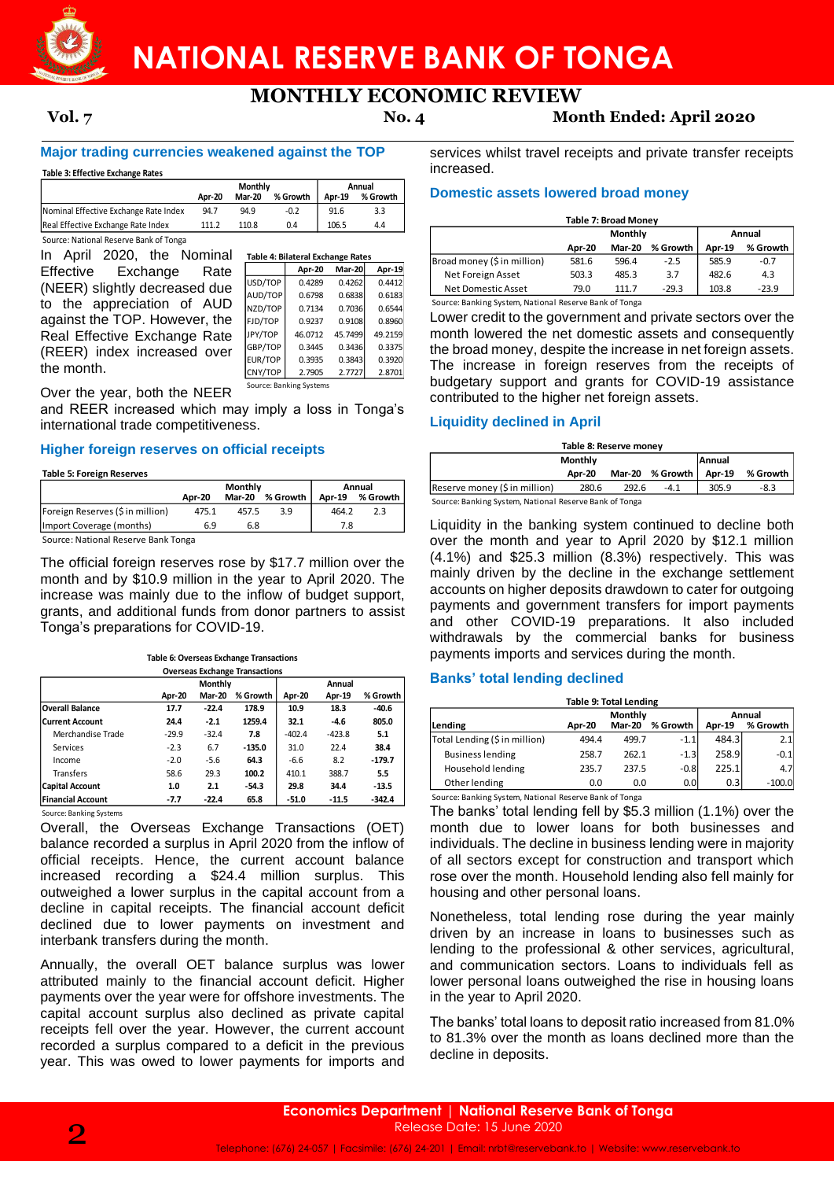# NATIONAL RESERVE BANK OF TONGA

## MONTHLY ECONOMIC REVIEW

**Vol. 7** **No. 4** **Month Ended: April 2020**

### Major trading currencies weakened against the TOP

**Table 3: Effective Exchange Rates**

| | Monthly | | | Annual | |
|---|---|---|---|---|---|
| | Apr-20 | Mar-20 | % Growth | Apr-19 | % Growth |
| Nominal Effective Exchange Rate Index | 94.7 | 94.9 | -0.2 | 91.6 | 3.3 |
| Real Effective Exchange Rate Index | 111.2 | 110.8 | 0.4 | 106.5 | 4.4 |

Source: National Reserve Bank of Tonga

**Table 4: Bilateral Exchange Rates**

| | Apr-20 | Mar-20 | Apr-19 |
|---|---|---|---|
| USD/TOP | 0.4289 | 0.4262 | 0.4412 |
| AUD/TOP | 0.6798 | 0.6838 | 0.6183 |
| NZD/TOP | 0.7134 | 0.7036 | 0.6544 |
| FJD/TOP | 0.9237 | 0.9108 | 0.8960 |
| JPY/TOP | 46.0712 | 45.7499 | 49.2159 |
| GBP/TOP | 0.3445 | 0.3436 | 0.3375 |
| EUR/TOP | 0.3935 | 0.3843 | 0.3920 |
| CNY/TOP | 2.7905 | 2.7727 | 2.8701 |

Source: Banking Systems

In April 2020, the Nominal Effective Exchange Rate (NEER) slightly decreased due to the appreciation of AUD against the TOP. However, the Real Effective Exchange Rate (REER) index increased over the month.

Over the year, both the NEER and REER increased which may imply a loss in Tonga's international trade competitiveness.

### Higher foreign reserves on official receipts

**Table 5: Foreign Reserves**

| | Monthly | | | Annual | |
|---|---|---|---|---|---|
| | Apr-20 | Mar-20 | % Growth | Apr-19 | % Growth |
| Foreign Reserves ($ in million) | 475.1 | 457.5 | 3.9 | 464.2 | 2.3 |
| Import Coverage (months) | 6.9 | 6.8 | | 7.8 | |

Source: National Reserve Bank Tonga

The official foreign reserves rose by $17.7 million over the month and by $10.9 million in the year to April 2020. The increase was mainly due to the inflow of budget support, grants, and additional funds from donor partners to assist Tonga's preparations for COVID-19.

**Table 6: Overseas Exchange Transactions**

| Overseas Exchange Transactions | Monthly | | | Annual | | |
|---|---|---|---|---|---|---|
| | Apr-20 | Mar-20 | % Growth | Apr-20 | Apr-19 | % Growth |
| **Overall Balance** | **17.7** | **-22.4** | **178.9** | **10.9** | **18.3** | **-40.6** |
| **Current Account** | **24.4** | **-2.1** | **1259.4** | **32.1** | **-4.6** | **805.0** |
| Merchandise Trade | -29.9 | -32.4 | **7.8** | -402.4 | -423.8 | **5.1** |
| Services | -2.3 | 6.7 | **-135.0** | 31.0 | 22.4 | **38.4** |
| Income | -2.0 | -5.6 | **64.3** | -6.6 | 8.2 | **-179.7** |
| Transfers | 58.6 | 29.3 | **100.2** | 410.1 | 388.7 | **5.5** |
| **Capital Account** | **1.0** | **2.1** | **-54.3** | **29.8** | **34.4** | **-13.5** |
| **Financial Account** | **-7.7** | **-22.4** | **65.8** | **-51.0** | **-11.5** | **-342.4** |

Source: Banking Systems

Overall, the Overseas Exchange Transactions (OET) balance recorded a surplus in April 2020 from the inflow of official receipts. Hence, the current account balance increased recording a $24.4 million surplus. This outweighed a lower surplus in the capital account from a decline in capital receipts. The financial account deficit declined due to lower payments on investment and interbank transfers during the month.

Annually, the overall OET balance surplus was lower attributed mainly to the financial account deficit. Higher payments over the year were for offshore investments. The capital account surplus also declined as private capital receipts fell over the year. However, the current account recorded a surplus compared to a deficit in the previous year. This was owed to lower payments for imports and services whilst travel receipts and private transfer receipts increased.

### Domestic assets lowered broad money

**Table 7: Broad Money**

| | Monthly | | | Annual | |
|---|---|---|---|---|---|
| | Apr-20 | Mar-20 | % Growth | Apr-19 | % Growth |
| Broad money ($ in million) | 581.6 | 596.4 | -2.5 | 585.9 | -0.7 |
| Net Foreign Asset | 503.3 | 485.3 | 3.7 | 482.6 | 4.3 |
| Net Domestic Asset | 79.0 | 111.7 | -29.3 | 103.8 | -23.9 |

Source: Banking System, National Reserve Bank of Tonga

Lower credit to the government and private sectors over the month lowered the net domestic assets and consequently the broad money, despite the increase in net foreign assets. The increase in foreign reserves from the receipts of budgetary support and grants for COVID-19 assistance contributed to the higher net foreign assets.

### Liquidity declined in April

**Table 8: Reserve money**

| | Monthly | | | Annual | |
|---|---|---|---|---|---|
| | Apr-20 | Mar-20 | % Growth | Apr-19 | % Growth |
| Reserve money ($ in million) | 280.6 | 292.6 | -4.1 | 305.9 | -8.3 |

Source: Banking System, National Reserve Bank of Tonga

Liquidity in the banking system continued to decline both over the month and year to April 2020 by $12.1 million (4.1%) and $25.3 million (8.3%) respectively. This was mainly driven by the decline in the exchange settlement accounts on higher deposits drawdown to cater for outgoing payments and government transfers for import payments and other COVID-19 preparations. It also included withdrawals by the commercial banks for business payments imports and services during the month.

### Banks' total lending declined

**Table 9: Total Lending**

| Lending | Monthly | | | Annual | |
|---|---|---|---|---|---|
| | Apr-20 | Mar-20 | % Growth | Apr-19 | % Growth |
| Total Lending ($ in million) | 494.4 | 499.7 | -1.1 | 484.3 | 2.1 |
| Business lending | 258.7 | 262.1 | -1.3 | 258.9 | -0.1 |
| Household lending | 235.7 | 237.5 | -0.8 | 225.1 | 4.7 |
| Other lending | 0.0 | 0.0 | 0.0 | 0.3 | -100.0 |

Source: Banking System, National Reserve Bank of Tonga

The banks' total lending fell by $5.3 million (1.1%) over the month due to lower loans for both businesses and individuals. The decline in business lending were in majority of all sectors except for construction and transport which rose over the month. Household lending also fell mainly for housing and other personal loans.

Nonetheless, total lending rose during the year mainly driven by an increase in loans to businesses such as lending to the professional & other services, agricultural, and communication sectors. Loans to individuals fell as lower personal loans outweighed the rise in housing loans in the year to April 2020.

The banks' total loans to deposit ratio increased from 81.0% to 81.3% over the month as loans declined more than the decline in deposits.

**Economics Department | National Reserve Bank of Tonga**

Release Date: 15 June 2020

Telephone: (676) 24-057 | Facsimile: (676) 24-201 | Email: nrbt@reservebank.to | Website: www.reservebank.to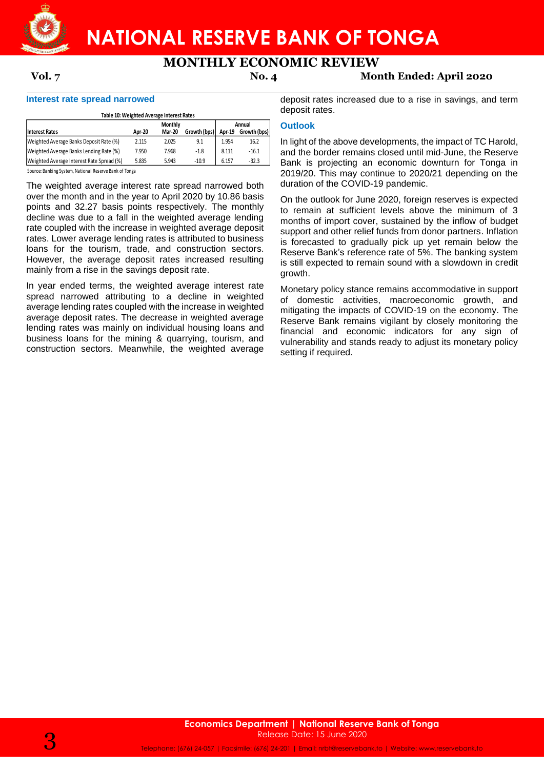### Interest rate spread narrowed

**Table 10: Weighted Average Interest Rates**

| Interest Rates | Apr-20 | Monthly | | Annual | |
|---|---|---|---|---|---|
| | | Mar-20 | Growth (bps) | Apr-19 | Growth (bps) |
| Weighted Average Banks Deposit Rate (%) | 2.115 | 2.025 | 9.1 | 1.954 | 16.2 |
| Weighted Average Banks Lending Rate (%) | 7.950 | 7.968 | -1.8 | 8.111 | -16.1 |
| Weighted Average Interest Rate Spread (%) | 5.835 | 5.943 | -10.9 | 6.157 | -32.3 |

Source: Banking System, National Reserve Bank of Tonga

The weighted average interest rate spread narrowed both over the month and in the year to April 2020 by 10.86 basis points and 32.27 basis points respectively. The monthly decline was due to a fall in the weighted average lending rate coupled with the increase in weighted average deposit rates. Lower average lending rates is attributed to business loans for the tourism, trade, and construction sectors. However, the average deposit rates increased resulting mainly from a rise in the savings deposit rate.

In year ended terms, the weighted average interest rate spread narrowed attributing to a decline in weighted average lending rates coupled with the increase in weighted average deposit rates. The decrease in weighted average lending rates was mainly on individual housing loans and business loans for the mining & quarrying, tourism, and construction sectors. Meanwhile, the weighted average deposit rates increased due to a rise in savings, and term deposit rates.

### Outlook

In light of the above developments, the impact of TC Harold, and the border remains closed until mid-June, the Reserve Bank is projecting an economic downturn for Tonga in 2019/20. This may continue to 2020/21 depending on the duration of the COVID-19 pandemic.

On the outlook for June 2020, foreign reserves is expected to remain at sufficient levels above the minimum of 3 months of import cover, sustained by the inflow of budget support and other relief funds from donor partners. Inflation is forecasted to gradually pick up yet remain below the Reserve Bank's reference rate of 5%. The banking system is still expected to remain sound with a slowdown in credit growth.

Monetary policy stance remains accommodative in support of domestic activities, macroeconomic growth, and mitigating the impacts of COVID-19 on the economy. The Reserve Bank remains vigilant by closely monitoring the financial and economic indicators for any sign of vulnerability and stands ready to adjust its monetary policy setting if required.